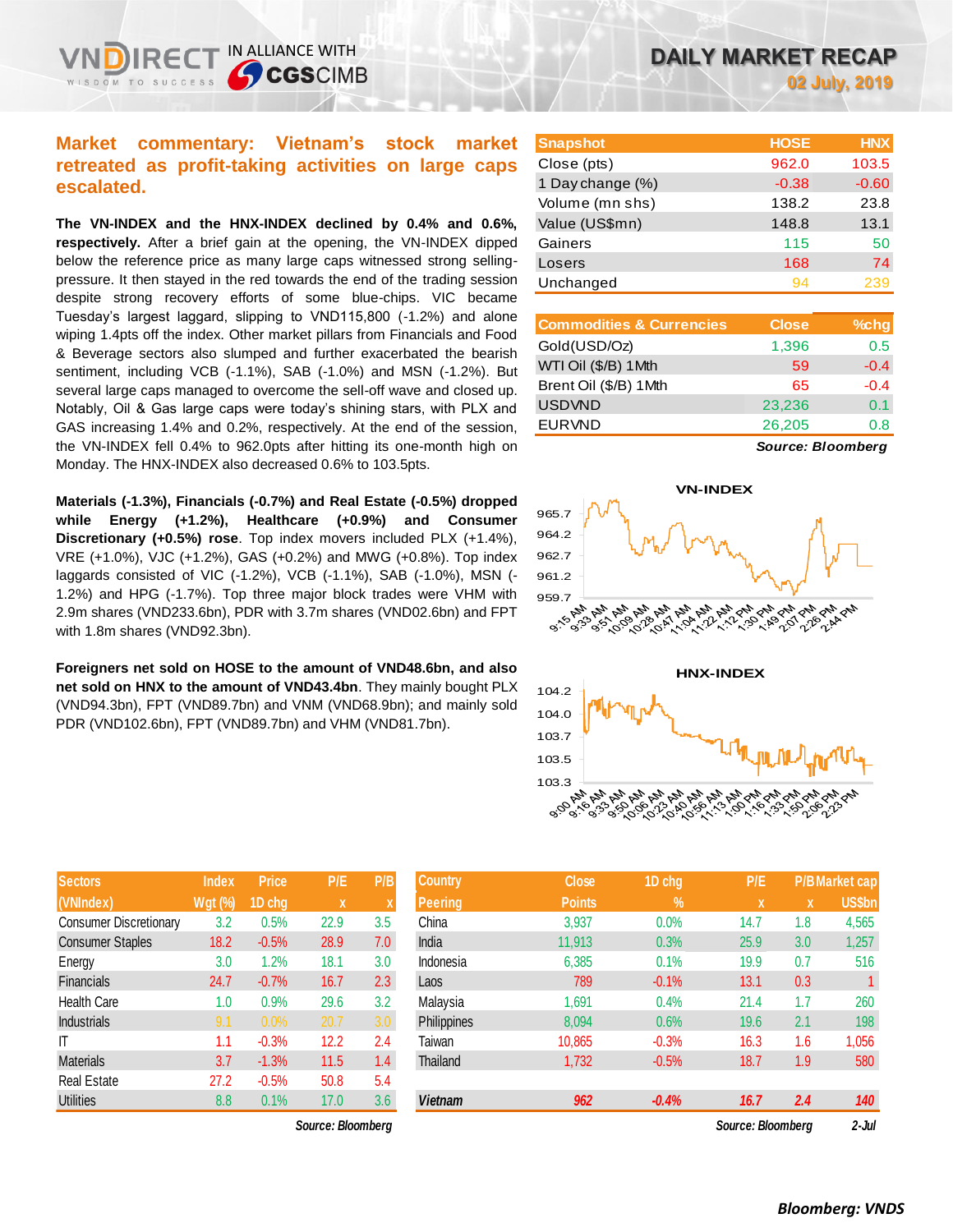# DAILY MARKET RECAP

02 July, 2019

## Market commentary: Vietnam's stock market retreated as profit-taking activities on large caps escalated.

**The VN-INDEX and the HNX-INDEX declined by 0.4% and 0.6%, respectively.** After a brief gain at the opening, the VN-INDEX dipped below the reference price as many large caps witnessed strong selling-pressure. It then stayed in the red towards the end of the trading session despite strong recovery efforts of some blue-chips. VIC became Tuesday's largest laggard, slipping to VND115,800 (-1.2%) and alone wiping 1.4pts off the index. Other market pillars from Financials and Food & Beverage sectors also slumped and further exacerbated the bearish sentiment, including VCB (-1.1%), SAB (-1.0%) and MSN (-1.2%). But several large caps managed to overcome the sell-off wave and closed up. Notably, Oil & Gas large caps were today's shining stars, with PLX and GAS increasing 1.4% and 0.2%, respectively. At the end of the session, the VN-INDEX fell 0.4% to 962.0pts after hitting its one-month high on Monday. The HNX-INDEX also decreased 0.6% to 103.5pts.

**Materials (-1.3%), Financials (-0.7%) and Real Estate (-0.5%) dropped while Energy (+1.2%), Healthcare (+0.9%) and Consumer Discretionary (+0.5%) rose**. Top index movers included PLX (+1.4%), VRE (+1.0%), VJC (+1.2%), GAS (+0.2%) and MWG (+0.8%). Top index laggards consisted of VIC (-1.2%), VCB (-1.1%), SAB (-1.0%), MSN (-1.2%) and HPG (-1.7%). Top three major block trades were VHM with 2.9m shares (VND233.6bn), PDR with 3.7m shares (VND02.6bn) and FPT with 1.8m shares (VND92.3bn).

**Foreigners net sold on HOSE to the amount of VND48.6bn, and also net sold on HNX to the amount of VND43.4bn**. They mainly bought PLX (VND94.3bn), FPT (VND89.7bn) and VNM (VND68.9bn); and mainly sold PDR (VND102.6bn), FPT (VND89.7bn) and VHM (VND81.7bn).

| Snapshot | HOSE | HNX |
|---|---|---|
| Close (pts) | 962.0 | 103.5 |
| 1 Day change (%) | -0.38 | -0.60 |
| Volume (mn shs) | 138.2 | 23.8 |
| Value (US$mn) | 148.8 | 13.1 |
| Gainers | 115 | 50 |
| Losers | 168 | 74 |
| Unchanged | 94 | 239 |

| Commodities & Currencies | Close | %chg |
|---|---|---|
| Gold(USD/Oz) | 1,396 | 0.5 |
| WTI Oil ($/B) 1Mth | 59 | -0.4 |
| Brent Oil ($/B) 1Mth | 65 | -0.4 |
| USDVND | 23,236 | 0.1 |
| EURVND | 26,205 | 0.8 |

*Source: Bloomberg*

VN-INDEX

HNX-INDEX

| Sectors (VNIndex) | Index Wgt (%) | Price 1D chg | P/E x | P/B x |
|---|---|---|---|---|
| Consumer Discretionary | 3.2 | 0.5% | 22.9 | 3.5 |
| Consumer Staples | 18.2 | -0.5% | 28.9 | 7.0 |
| Energy | 3.0 | 1.2% | 18.1 | 3.0 |
| Financials | 24.7 | -0.7% | 16.7 | 2.3 |
| Health Care | 1.0 | 0.9% | 29.6 | 3.2 |
| Industrials | 9.1 | 0.0% | 20.7 | 3.0 |
| IT | 1.1 | -0.3% | 12.2 | 2.4 |
| Materials | 3.7 | -1.3% | 11.5 | 1.4 |
| Real Estate | 27.2 | -0.5% | 50.8 | 5.4 |
| Utilities | 8.8 | 0.1% | 17.0 | 3.6 |

*Source: Bloomberg*

| Country Peering | Close Points | 1D chg % | P/E x | P/B x | Market cap US$bn |
|---|---|---|---|---|---|
| China | 3,937 | 0.0% | 14.7 | 1.8 | 4,565 |
| India | 11,913 | 0.3% | 25.9 | 3.0 | 1,257 |
| Indonesia | 6,385 | 0.1% | 19.9 | 0.7 | 516 |
| Laos | 789 | -0.1% | 13.1 | 0.3 | 1 |
| Malaysia | 1,691 | 0.4% | 21.4 | 1.7 | 260 |
| Philippines | 8,094 | 0.6% | 19.6 | 2.1 | 198 |
| Taiwan | 10,865 | -0.3% | 16.3 | 1.6 | 1,056 |
| Thailand | 1,732 | -0.5% | 18.7 | 1.9 | 580 |
| ***Vietnam*** | ***962*** | ***-0.4%*** | ***16.7*** | ***2.4*** | ***140*** |

*Source: Bloomberg* *2-Jul*

*Bloomberg: VNDS*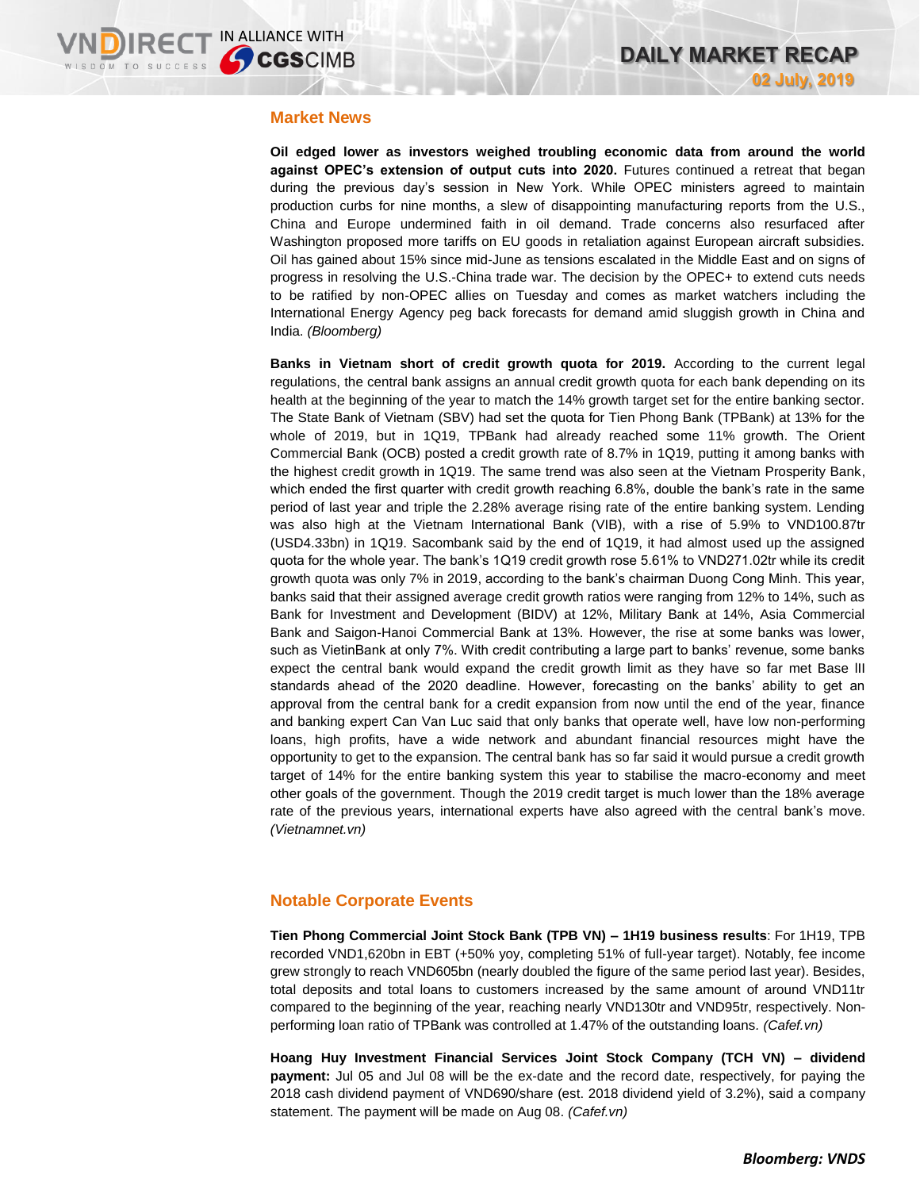## Market News

**Oil edged lower as investors weighed troubling economic data from around the world against OPEC's extension of output cuts into 2020.** Futures continued a retreat that began during the previous day's session in New York. While OPEC ministers agreed to maintain production curbs for nine months, a slew of disappointing manufacturing reports from the U.S., China and Europe undermined faith in oil demand. Trade concerns also resurfaced after Washington proposed more tariffs on EU goods in retaliation against European aircraft subsidies. Oil has gained about 15% since mid-June as tensions escalated in the Middle East and on signs of progress in resolving the U.S.-China trade war. The decision by the OPEC+ to extend cuts needs to be ratified by non-OPEC allies on Tuesday and comes as market watchers including the International Energy Agency peg back forecasts for demand amid sluggish growth in China and India. *(Bloomberg)*

**Banks in Vietnam short of credit growth quota for 2019.** According to the current legal regulations, the central bank assigns an annual credit growth quota for each bank depending on its health at the beginning of the year to match the 14% growth target set for the entire banking sector. The State Bank of Vietnam (SBV) had set the quota for Tien Phong Bank (TPBank) at 13% for the whole of 2019, but in 1Q19, TPBank had already reached some 11% growth. The Orient Commercial Bank (OCB) posted a credit growth rate of 8.7% in 1Q19, putting it among banks with the highest credit growth in 1Q19. The same trend was also seen at the Vietnam Prosperity Bank, which ended the first quarter with credit growth reaching 6.8%, double the bank's rate in the same period of last year and triple the 2.28% average rising rate of the entire banking system. Lending was also high at the Vietnam International Bank (VIB), with a rise of 5.9% to VND100.87tr (USD4.33bn) in 1Q19. Sacombank said by the end of 1Q19, it had almost used up the assigned quota for the whole year. The bank's 1Q19 credit growth rose 5.61% to VND271.02tr while its credit growth quota was only 7% in 2019, according to the bank's chairman Duong Cong Minh. This year, banks said that their assigned average credit growth ratios were ranging from 12% to 14%, such as Bank for Investment and Development (BIDV) at 12%, Military Bank at 14%, Asia Commercial Bank and Saigon-Hanoi Commercial Bank at 13%. However, the rise at some banks was lower, such as VietinBank at only 7%. With credit contributing a large part to banks' revenue, some banks expect the central bank would expand the credit growth limit as they have so far met Base III standards ahead of the 2020 deadline. However, forecasting on the banks' ability to get an approval from the central bank for a credit expansion from now until the end of the year, finance and banking expert Can Van Luc said that only banks that operate well, have low non-performing loans, high profits, have a wide network and abundant financial resources might have the opportunity to get to the expansion. The central bank has so far said it would pursue a credit growth target of 14% for the entire banking system this year to stabilise the macro-economy and meet other goals of the government. Though the 2019 credit target is much lower than the 18% average rate of the previous years, international experts have also agreed with the central bank's move. *(Vietnamnet.vn)*

## Notable Corporate Events

**Tien Phong Commercial Joint Stock Bank (TPB VN) – 1H19 business results**: For 1H19, TPB recorded VND1,620bn in EBT (+50% yoy, completing 51% of full-year target). Notably, fee income grew strongly to reach VND605bn (nearly doubled the figure of the same period last year). Besides, total deposits and total loans to customers increased by the same amount of around VND11tr compared to the beginning of the year, reaching nearly VND130tr and VND95tr, respectively. Non-performing loan ratio of TPBank was controlled at 1.47% of the outstanding loans. *(Cafef.vn)*

**Hoang Huy Investment Financial Services Joint Stock Company (TCH VN) – dividend payment:** Jul 05 and Jul 08 will be the ex-date and the record date, respectively, for paying the 2018 cash dividend payment of VND690/share (est. 2018 dividend yield of 3.2%), said a company statement. The payment will be made on Aug 08. *(Cafef.vn)*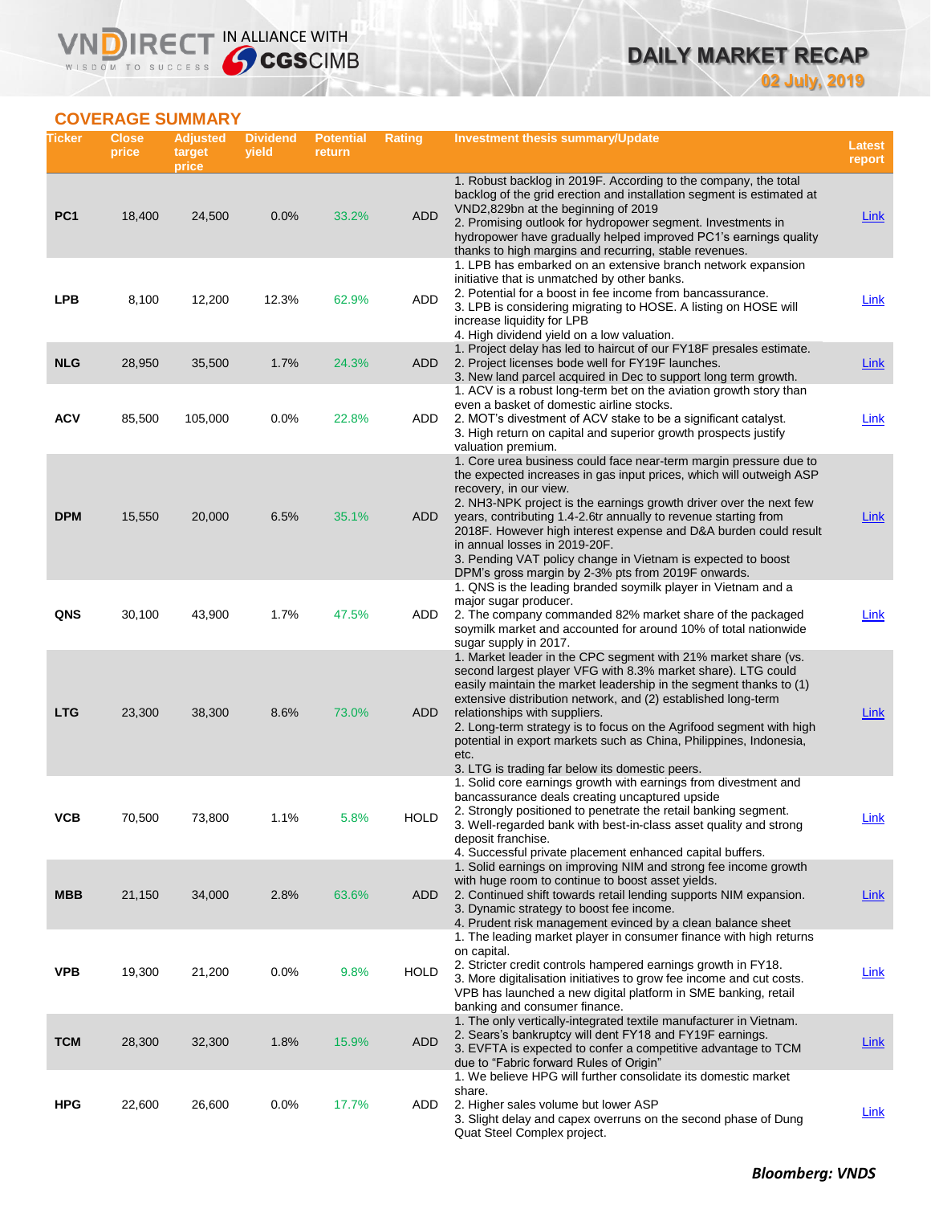# DAILY MARKET RECAP

**02 July, 2019**

## COVERAGE SUMMARY

| Ticker | Close price | Adjusted target price | Dividend yield | Potential return | Rating | Investment thesis summary/Update | Latest report |
|---|---|---|---|---|---|---|---|
| **PC1** | 18,400 | 24,500 | 0.0% | 33.2% | ADD | 1. Robust backlog in 2019F. According to the company, the total backlog of the grid erection and installation segment is estimated at VND2,829bn at the beginning of 2019<br>2. Promising outlook for hydropower segment. Investments in hydropower have gradually helped improved PC1's earnings quality thanks to high margins and recurring, stable revenues. | Link |
| **LPB** | 8,100 | 12,200 | 12.3% | 62.9% | ADD | 1. LPB has embarked on an extensive branch network expansion initiative that is unmatched by other banks.<br>2. Potential for a boost in fee income from bancassurance.<br>3. LPB is considering migrating to HOSE. A listing on HOSE will increase liquidity for LPB<br>4. High dividend yield on a low valuation. | Link |
| **NLG** | 28,950 | 35,500 | 1.7% | 24.3% | ADD | 1. Project delay has led to haircut of our FY18F presales estimate.<br>2. Project licenses bode well for FY19F launches.<br>3. New land parcel acquired in Dec to support long term growth. | Link |
| **ACV** | 85,500 | 105,000 | 0.0% | 22.8% | ADD | 1. ACV is a robust long-term bet on the aviation growth story than even a basket of domestic airline stocks.<br>2. MOT's divestment of ACV stake to be a significant catalyst.<br>3. High return on capital and superior growth prospects justify valuation premium. | Link |
| **DPM** | 15,550 | 20,000 | 6.5% | 35.1% | ADD | 1. Core urea business could face near-term margin pressure due to the expected increases in gas input prices, which will outweigh ASP recovery, in our view.<br>2. NH3-NPK project is the earnings growth driver over the next few years, contributing 1.4-2.6tr annually to revenue starting from 2018F. However high interest expense and D&A burden could result in annual losses in 2019-20F.<br>3. Pending VAT policy change in Vietnam is expected to boost DPM's gross margin by 2-3% pts from 2019F onwards. | Link |
| **QNS** | 30,100 | 43,900 | 1.7% | 47.5% | ADD | 1. QNS is the leading branded soymilk player in Vietnam and a major sugar producer.<br>2. The company commanded 82% market share of the packaged soymilk market and accounted for around 10% of total nationwide sugar supply in 2017. | Link |
| **LTG** | 23,300 | 38,300 | 8.6% | 73.0% | ADD | 1. Market leader in the CPC segment with 21% market share (vs. second largest player VFG with 8.3% market share). LTG could easily maintain the market leadership in the segment thanks to (1) extensive distribution network, and (2) established long-term relationships with suppliers.<br>2. Long-term strategy is to focus on the Agrifood segment with high potential in export markets such as China, Philippines, Indonesia, etc.<br>3. LTG is trading far below its domestic peers. | Link |
| **VCB** | 70,500 | 73,800 | 1.1% | 5.8% | HOLD | 1. Solid core earnings growth with earnings from divestment and bancassurance deals creating uncaptured upside<br>2. Strongly positioned to penetrate the retail banking segment.<br>3. Well-regarded bank with best-in-class asset quality and strong deposit franchise.<br>4. Successful private placement enhanced capital buffers. | Link |
| **MBB** | 21,150 | 34,000 | 2.8% | 63.6% | ADD | 1. Solid earnings on improving NIM and strong fee income growth with huge room to continue to boost asset yields.<br>2. Continued shift towards retail lending supports NIM expansion.<br>3. Dynamic strategy to boost fee income.<br>4. Prudent risk management evinced by a clean balance sheet | Link |
| **VPB** | 19,300 | 21,200 | 0.0% | 9.8% | HOLD | 1. The leading market player in consumer finance with high returns on capital.<br>2. Stricter credit controls hampered earnings growth in FY18.<br>3. More digitalisation initiatives to grow fee income and cut costs. VPB has launched a new digital platform in SME banking, retail banking and consumer finance. | Link |
| **TCM** | 28,300 | 32,300 | 1.8% | 15.9% | ADD | 1. The only vertically-integrated textile manufacturer in Vietnam.<br>2. Sears's bankruptcy will dent FY18 and FY19F earnings.<br>3. EVFTA is expected to confer a competitive advantage to TCM due to "Fabric forward Rules of Origin" | Link |
| **HPG** | 22,600 | 26,600 | 0.0% | 17.7% | ADD | 1. We believe HPG will further consolidate its domestic market share.<br>2. Higher sales volume but lower ASP<br>3. Slight delay and capex overruns on the second phase of Dung Quat Steel Complex project. | Link |

***Bloomberg: VNDS***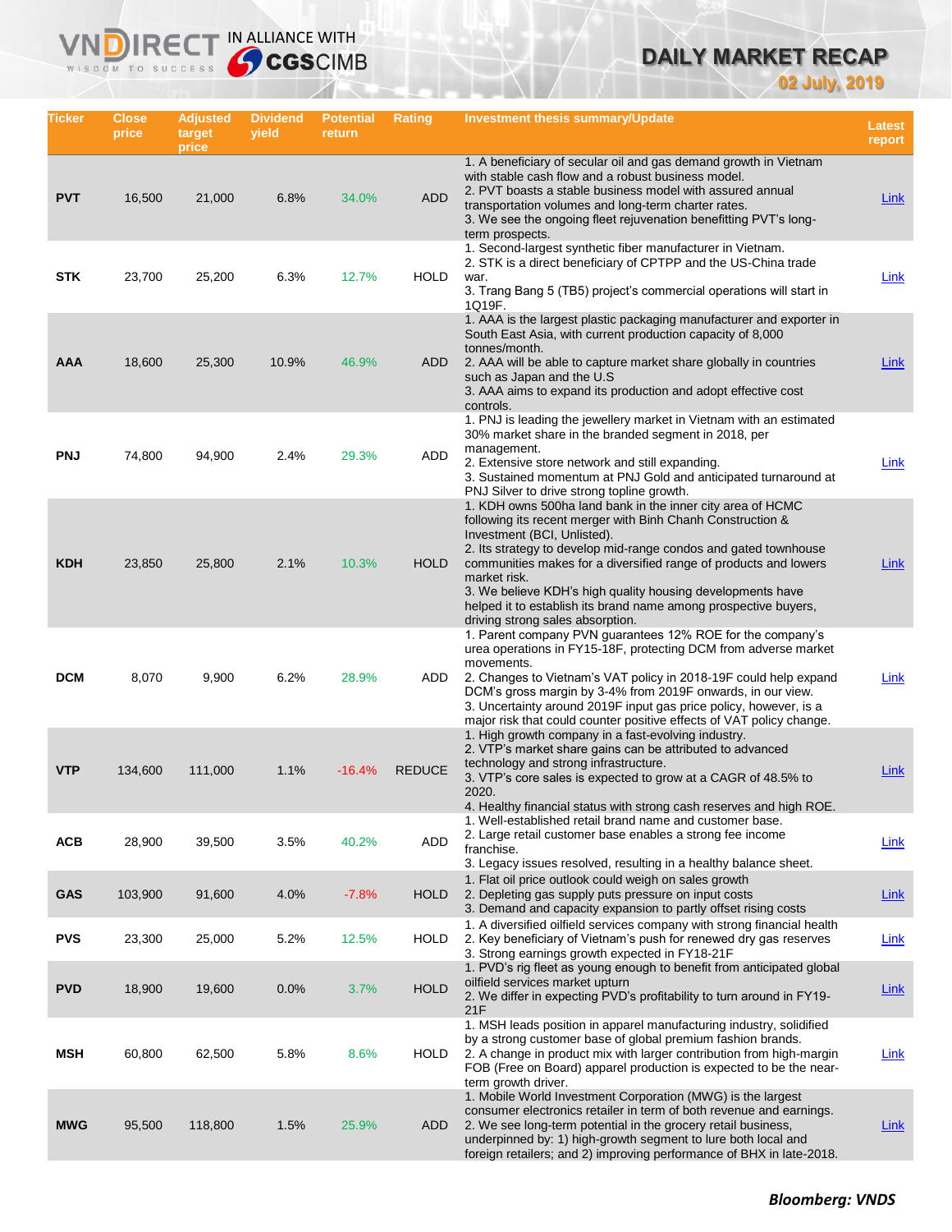VNDIRECT IN ALLIANCE WITH CGSCIMB

# DAILY MARKET RECAP

**02 July, 2019**

| Ticker | Close price | Adjusted target price | Dividend yield | Potential return | Rating | Investment thesis summary/Update | Latest report |
|---|---|---|---|---|---|---|---|
| **PVT** | 16,500 | 21,000 | 6.8% | 34.0% | ADD | 1. A beneficiary of secular oil and gas demand growth in Vietnam with stable cash flow and a robust business model.<br>2. PVT boasts a stable business model with assured annual transportation volumes and long-term charter rates.<br>3. We see the ongoing fleet rejuvenation benefitting PVT's long-term prospects. | Link |
| **STK** | 23,700 | 25,200 | 6.3% | 12.7% | HOLD | 1. Second-largest synthetic fiber manufacturer in Vietnam.<br>2. STK is a direct beneficiary of CPTPP and the US-China trade war.<br>3. Trang Bang 5 (TB5) project's commercial operations will start in 1Q19F. | Link |
| **AAA** | 18,600 | 25,300 | 10.9% | 46.9% | ADD | 1. AAA is the largest plastic packaging manufacturer and exporter in South East Asia, with current production capacity of 8,000 tonnes/month.<br>2. AAA will be able to capture market share globally in countries such as Japan and the U.S<br>3. AAA aims to expand its production and adopt effective cost controls. | Link |
| **PNJ** | 74,800 | 94,900 | 2.4% | 29.3% | ADD | 1. PNJ is leading the jewellery market in Vietnam with an estimated 30% market share in the branded segment in 2018, per management.<br>2. Extensive store network and still expanding.<br>3. Sustained momentum at PNJ Gold and anticipated turnaround at PNJ Silver to drive strong topline growth. | Link |
| **KDH** | 23,850 | 25,800 | 2.1% | 10.3% | HOLD | 1. KDH owns 500ha land bank in the inner city area of HCMC following its recent merger with Binh Chanh Construction & Investment (BCI, Unlisted).<br>2. Its strategy to develop mid-range condos and gated townhouse communities makes for a diversified range of products and lowers market risk.<br>3. We believe KDH's high quality housing developments have helped it to establish its brand name among prospective buyers, driving strong sales absorption. | Link |
| **DCM** | 8,070 | 9,900 | 6.2% | 28.9% | ADD | 1. Parent company PVN guarantees 12% ROE for the company's urea operations in FY15-18F, protecting DCM from adverse market movements.<br>2. Changes to Vietnam's VAT policy in 2018-19F could help expand DCM's gross margin by 3-4% from 2019F onwards, in our view.<br>3. Uncertainty around 2019F input gas price policy, however, is a major risk that could counter positive effects of VAT policy change. | Link |
| **VTP** | 134,600 | 111,000 | 1.1% | -16.4% | REDUCE | 1. High growth company in a fast-evolving industry.<br>2. VTP's market share gains can be attributed to advanced technology and strong infrastructure.<br>3. VTP's core sales is expected to grow at a CAGR of 48.5% to 2020.<br>4. Healthy financial status with strong cash reserves and high ROE. | Link |
| **ACB** | 28,900 | 39,500 | 3.5% | 40.2% | ADD | 1. Well-established retail brand name and customer base.<br>2. Large retail customer base enables a strong fee income franchise.<br>3. Legacy issues resolved, resulting in a healthy balance sheet. | Link |
| **GAS** | 103,900 | 91,600 | 4.0% | -7.8% | HOLD | 1. Flat oil price outlook could weigh on sales growth<br>2. Depleting gas supply puts pressure on input costs<br>3. Demand and capacity expansion to partly offset rising costs | Link |
| **PVS** | 23,300 | 25,000 | 5.2% | 12.5% | HOLD | 1. A diversified oilfield services company with strong financial health<br>2. Key beneficiary of Vietnam's push for renewed dry gas reserves<br>3. Strong earnings growth expected in FY18-21F | Link |
| **PVD** | 18,900 | 19,600 | 0.0% | 3.7% | HOLD | 1. PVD's rig fleet as young enough to benefit from anticipated global oilfield services market upturn<br>2. We differ in expecting PVD's profitability to turn around in FY19-21F | Link |
| **MSH** | 60,800 | 62,500 | 5.8% | 8.6% | HOLD | 1. MSH leads position in apparel manufacturing industry, solidified by a strong customer base of global premium fashion brands.<br>2. A change in product mix with larger contribution from high-margin FOB (Free on Board) apparel production is expected to be the near-term growth driver. | Link |
| **MWG** | 95,500 | 118,800 | 1.5% | 25.9% | ADD | 1. Mobile World Investment Corporation (MWG) is the largest consumer electronics retailer in term of both revenue and earnings.<br>2. We see long-term potential in the grocery retail business, underpinned by: 1) high-growth segment to lure both local and foreign retailers; and 2) improving performance of BHX in late-2018. | Link |

***Bloomberg: VNDS***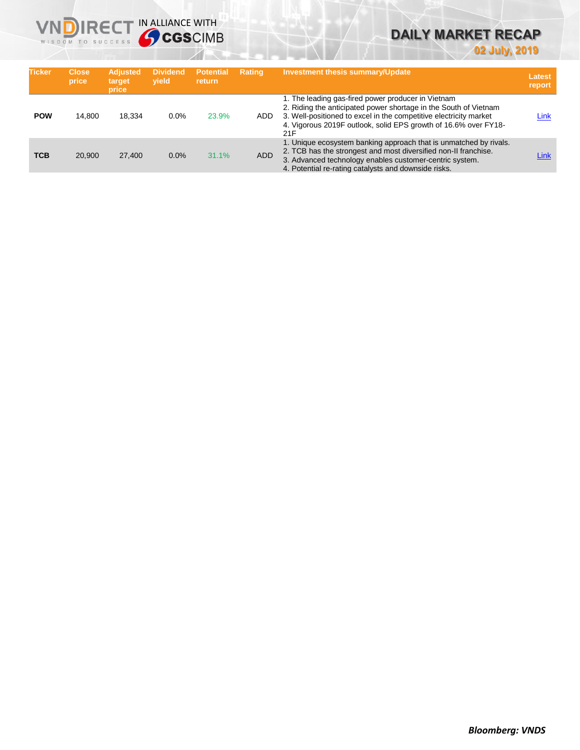# DAILY MARKET RECAP

**02 July, 2019**

| Ticker | Close price | Adjusted target price | Dividend yield | Potential return | Rating | Investment thesis summary/Update | Latest report |
|---|---|---|---|---|---|---|---|
| **POW** | 14,800 | 18,334 | 0.0% | 23.9% | ADD | 1. The leading gas-fired power producer in Vietnam<br>2. Riding the anticipated power shortage in the South of Vietnam<br>3. Well-positioned to excel in the competitive electricity market<br>4. Vigorous 2019F outlook, solid EPS growth of 16.6% over FY18-21F | Link |
| **TCB** | 20,900 | 27,400 | 0.0% | 31.1% | ADD | 1. Unique ecosystem banking approach that is unmatched by rivals.<br>2. TCB has the strongest and most diversified non-II franchise.<br>3. Advanced technology enables customer-centric system.<br>4. Potential re-rating catalysts and downside risks. | Link |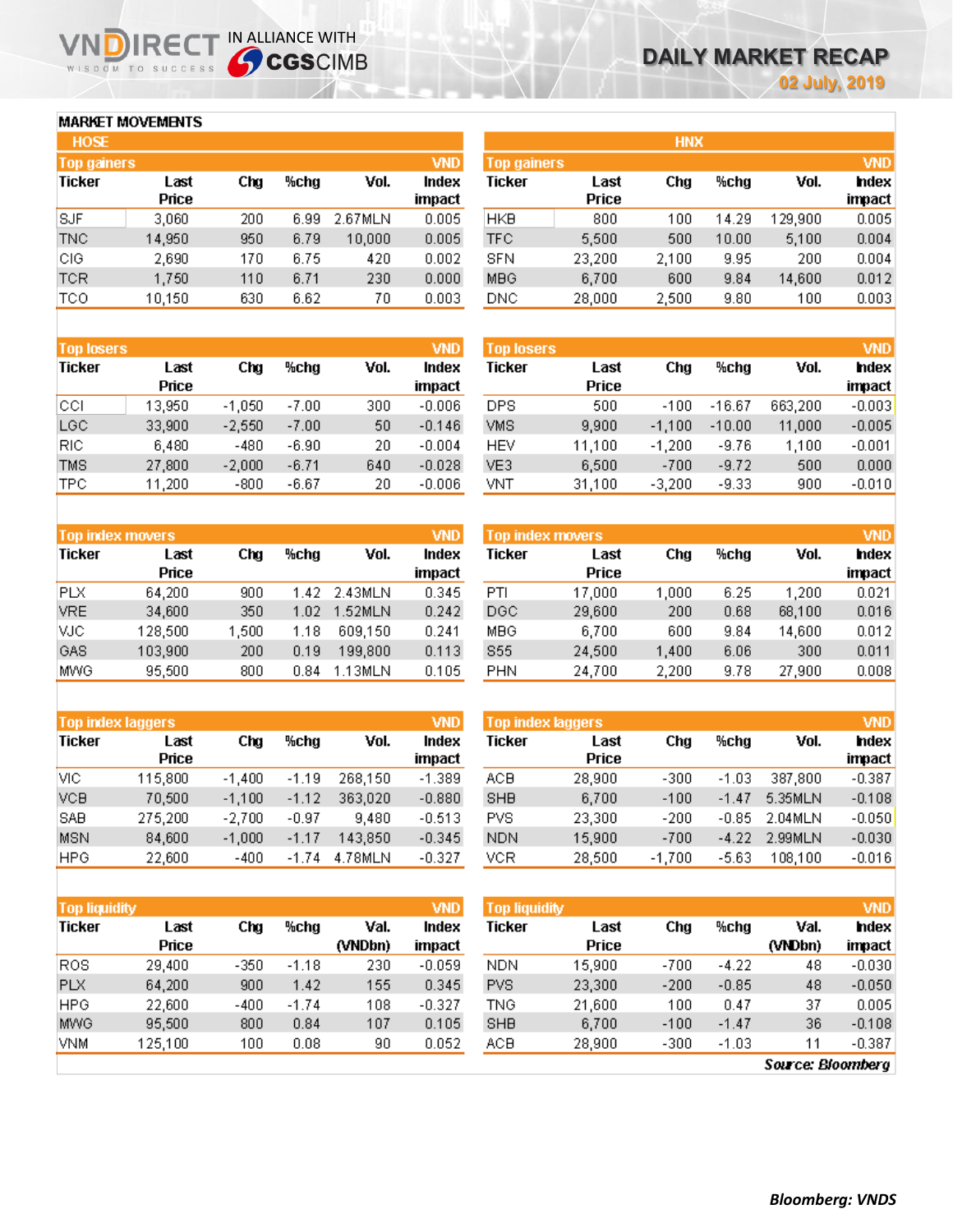# DAILY MARKET RECAP

02 July, 2019

## MARKET MOVEMENTS

### HOSE

**Top gainers** (VND)

| Ticker | Last Price | Chg | %chg | Vol. | Index impact |
|---|---|---|---|---|---|
| SJF | 3,060 | 200 | 6.99 | 2.67MLN | 0.005 |
| TNC | 14,950 | 950 | 6.79 | 10,000 | 0.005 |
| CIG | 2,690 | 170 | 6.75 | 420 | 0.002 |
| TCR | 1,750 | 110 | 6.71 | 230 | 0.000 |
| TCO | 10,150 | 630 | 6.62 | 70 | 0.003 |

**Top losers** (VND)

| Ticker | Last Price | Chg | %chg | Vol. | Index impact |
|---|---|---|---|---|---|
| CCI | 13,950 | -1,050 | -7.00 | 300 | -0.006 |
| LGC | 33,900 | -2,550 | -7.00 | 50 | -0.146 |
| RIC | 6,480 | -480 | -6.90 | 20 | -0.004 |
| TMS | 27,800 | -2,000 | -6.71 | 640 | -0.028 |
| TPC | 11,200 | -800 | -6.67 | 20 | -0.006 |

**Top index movers** (VND)

| Ticker | Last Price | Chg | %chg | Vol. | Index impact |
|---|---|---|---|---|---|
| PLX | 64,200 | 900 | 1.42 | 2.43MLN | 0.345 |
| VRE | 34,600 | 350 | 1.02 | 1.52MLN | 0.242 |
| VJC | 128,500 | 1,500 | 1.18 | 609,150 | 0.241 |
| GAS | 103,900 | 200 | 0.19 | 199,800 | 0.113 |
| MWG | 95,500 | 800 | 0.84 | 1.13MLN | 0.105 |

**Top index laggers** (VND)

| Ticker | Last Price | Chg | %chg | Vol. | Index impact |
|---|---|---|---|---|---|
| VIC | 115,800 | -1,400 | -1.19 | 268,150 | -1.389 |
| VCB | 70,500 | -1,100 | -1.12 | 363,020 | -0.880 |
| SAB | 275,200 | -2,700 | -0.97 | 9,480 | -0.513 |
| MSN | 84,600 | -1,000 | -1.17 | 143,850 | -0.345 |
| HPG | 22,600 | -400 | -1.74 | 4.78MLN | -0.327 |

**Top liquidity** (VND)

| Ticker | Last Price | Chg | %chg | Val. (VNDbn) | Index impact |
|---|---|---|---|---|---|
| ROS | 29,400 | -350 | -1.18 | 230 | -0.059 |
| PLX | 64,200 | 900 | 1.42 | 155 | 0.345 |
| HPG | 22,600 | -400 | -1.74 | 108 | -0.327 |
| MWG | 95,500 | 800 | 0.84 | 107 | 0.105 |
| VNM | 125,100 | 100 | 0.08 | 90 | 0.052 |

### HNX

**Top gainers** (VND)

| Ticker | Last Price | Chg | %chg | Vol. | Index impact |
|---|---|---|---|---|---|
| HKB | 800 | 100 | 14.29 | 129,900 | 0.005 |
| TFC | 5,500 | 500 | 10.00 | 5,100 | 0.004 |
| SFN | 23,200 | 2,100 | 9.95 | 200 | 0.004 |
| MBG | 6,700 | 600 | 9.84 | 14,600 | 0.012 |
| DNC | 28,000 | 2,500 | 9.80 | 100 | 0.003 |

**Top losers** (VND)

| Ticker | Last Price | Chg | %chg | Vol. | Index impact |
|---|---|---|---|---|---|
| DPS | 500 | -100 | -16.67 | 663,200 | -0.003 |
| VMS | 9,900 | -1,100 | -10.00 | 11,000 | -0.005 |
| HEV | 11,100 | -1,200 | -9.76 | 1,100 | -0.001 |
| VE3 | 6,500 | -700 | -9.72 | 500 | 0.000 |
| VNT | 31,100 | -3,200 | -9.33 | 900 | -0.010 |

**Top index movers** (VND)

| Ticker | Last Price | Chg | %chg | Vol. | Index impact |
|---|---|---|---|---|---|
| PTI | 17,000 | 1,000 | 6.25 | 1,200 | 0.021 |
| DGC | 29,600 | 200 | 0.68 | 68,100 | 0.016 |
| MBG | 6,700 | 600 | 9.84 | 14,600 | 0.012 |
| S55 | 24,500 | 1,400 | 6.06 | 300 | 0.011 |
| PHN | 24,700 | 2,200 | 9.78 | 27,900 | 0.008 |

**Top index laggers** (VND)

| Ticker | Last Price | Chg | %chg | Vol. | Index impact |
|---|---|---|---|---|---|
| ACB | 28,900 | -300 | -1.03 | 387,800 | -0.387 |
| SHB | 6,700 | -100 | -1.47 | 5.35MLN | -0.108 |
| PVS | 23,300 | -200 | -0.85 | 2.04MLN | -0.050 |
| NDN | 15,900 | -700 | -4.22 | 2.99MLN | -0.030 |
| VCR | 28,500 | -1,700 | -5.63 | 108,100 | -0.016 |

**Top liquidity** (VND)

| Ticker | Last Price | Chg | %chg | Val. (VNDbn) | Index impact |
|---|---|---|---|---|---|
| NDN | 15,900 | -700 | -4.22 | 48 | -0.030 |
| PVS | 23,300 | -200 | -0.85 | 48 | -0.050 |
| TNG | 21,600 | 100 | 0.47 | 37 | 0.005 |
| SHB | 6,700 | -100 | -1.47 | 36 | -0.108 |
| ACB | 28,900 | -300 | -1.03 | 11 | -0.387 |

*Source: Bloomberg*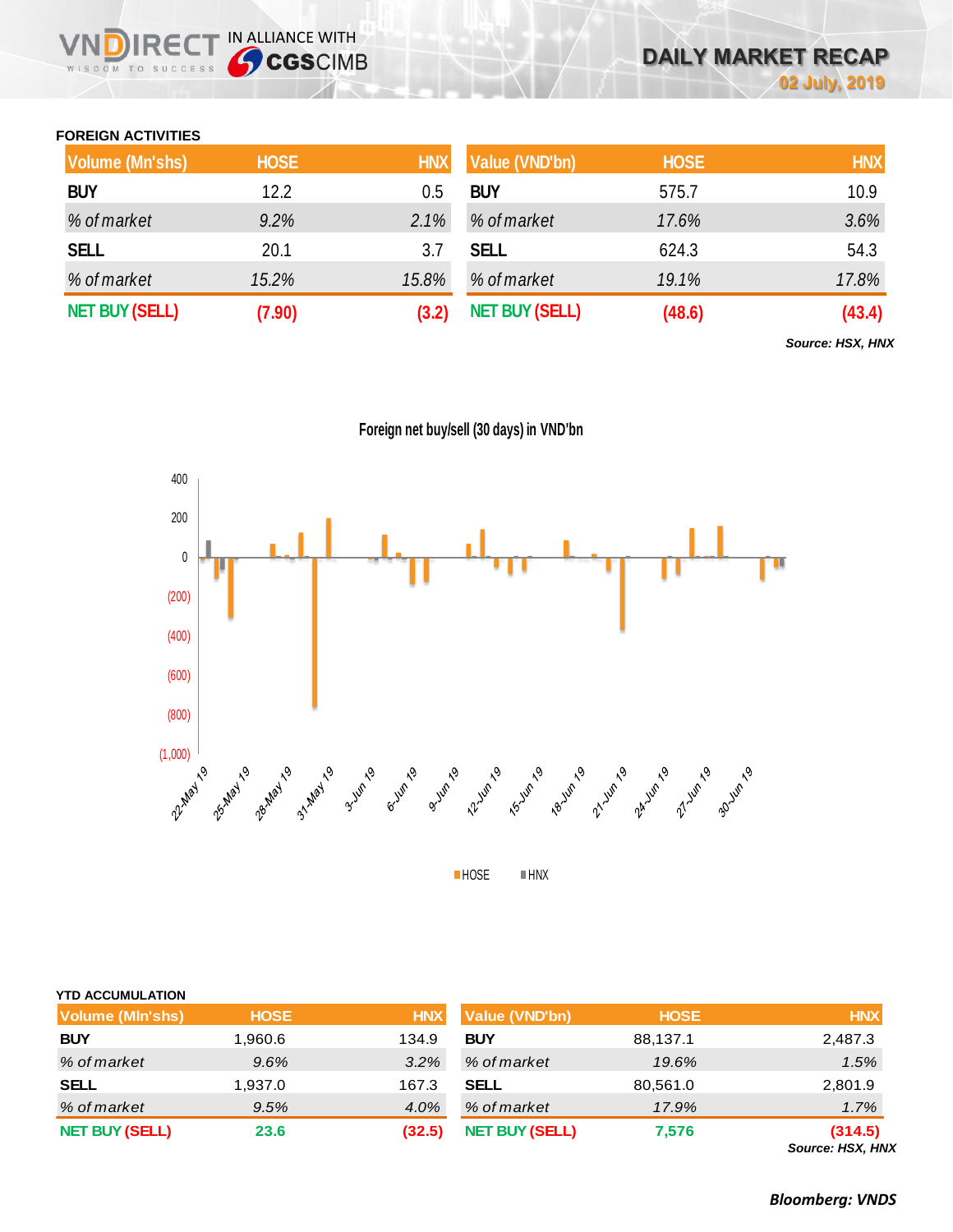# DAILY MARKET RECAP

**02 July, 2019**

### FOREIGN ACTIVITIES

| Volume (Mn'shs) | HOSE | HNX |
|---|---|---|
| **BUY** | 12.2 | 0.5 |
| *% of market* | *9.2%* | *2.1%* |
| **SELL** | 20.1 | 3.7 |
| *% of market* | *15.2%* | *15.8%* |
| **NET BUY (SELL)** | **(7.90)** | **(3.2)** |

| Value (VND'bn) | HOSE | HNX |
|---|---|---|
| **BUY** | 575.7 | 10.9 |
| *% of market* | *17.6%* | *3.6%* |
| **SELL** | 624.3 | 54.3 |
| *% of market* | *19.1%* | *17.8%* |
| **NET BUY (SELL)** | **(48.6)** | **(43.4)** |

***Source: HSX, HNX***

Foreign net buy/sell (30 days) in VND'bn

### YTD ACCUMULATION

| Volume (Mln'shs) | HOSE | HNX |
|---|---|---|
| **BUY** | 1,960.6 | 134.9 |
| *% of market* | *9.6%* | *3.2%* |
| **SELL** | 1,937.0 | 167.3 |
| *% of market* | *9.5%* | *4.0%* |
| **NET BUY (SELL)** | **23.6** | **(32.5)** |

| Value (VND'bn) | HOSE | HNX |
|---|---|---|
| **BUY** | 88,137.1 | 2,487.3 |
| *% of market* | *19.6%* | *1.5%* |
| **SELL** | 80,561.0 | 2,801.9 |
| *% of market* | *17.9%* | *1.7%* |
| **NET BUY (SELL)** | **7,576** | **(314.5)** |

***Source: HSX, HNX***

***Bloomberg: VNDS***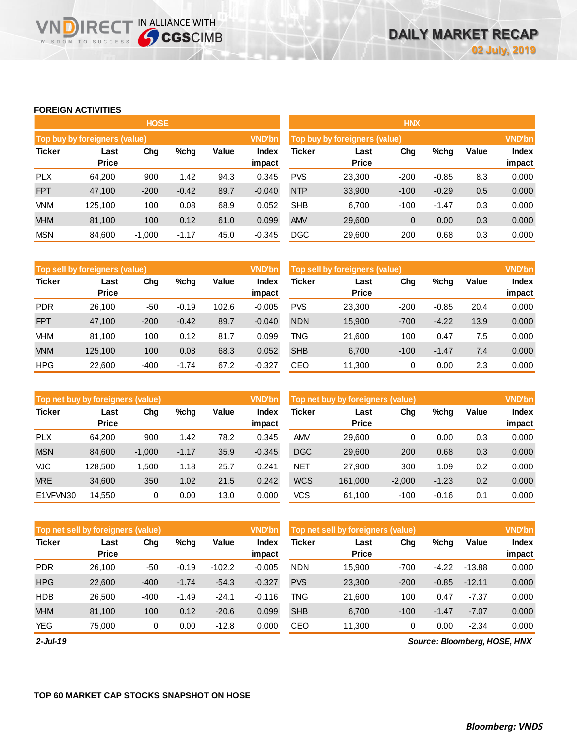## FOREIGN ACTIVITIES

### HOSE

| Top buy by foreigners (value) | | | | | VND'bn |
|---|---|---|---|---|---|
| Ticker | Last Price | Chg | %chg | Value | Index impact |
| PLX | 64,200 | 900 | 1.42 | 94.3 | 0.345 |
| FPT | 47,100 | -200 | -0.42 | 89.7 | -0.040 |
| VNM | 125,100 | 100 | 0.08 | 68.9 | 0.052 |
| VHM | 81,100 | 100 | 0.12 | 61.0 | 0.099 |
| MSN | 84,600 | -1,000 | -1.17 | 45.0 | -0.345 |

| Top sell by foreigners (value) | | | | | VND'bn |
|---|---|---|---|---|---|
| Ticker | Last Price | Chg | %chg | Value | Index impact |
| PDR | 26,100 | -50 | -0.19 | 102.6 | -0.005 |
| FPT | 47,100 | -200 | -0.42 | 89.7 | -0.040 |
| VHM | 81,100 | 100 | 0.12 | 81.7 | 0.099 |
| VNM | 125,100 | 100 | 0.08 | 68.3 | 0.052 |
| HPG | 22,600 | -400 | -1.74 | 67.2 | -0.327 |

| Top net buy by foreigners (value) | | | | | VND'bn |
|---|---|---|---|---|---|
| Ticker | Last Price | Chg | %chg | Value | Index impact |
| PLX | 64,200 | 900 | 1.42 | 78.2 | 0.345 |
| MSN | 84,600 | -1,000 | -1.17 | 35.9 | -0.345 |
| VJC | 128,500 | 1,500 | 1.18 | 25.7 | 0.241 |
| VRE | 34,600 | 350 | 1.02 | 21.5 | 0.242 |
| E1VFVN30 | 14,550 | 0 | 0.00 | 13.0 | 0.000 |

| Top net sell by foreigners (value) | | | | | VND'bn |
|---|---|---|---|---|---|
| Ticker | Last Price | Chg | %chg | Value | Index impact |
| PDR | 26,100 | -50 | -0.19 | -102.2 | -0.005 |
| HPG | 22,600 | -400 | -1.74 | -54.3 | -0.327 |
| HDB | 26,500 | -400 | -1.49 | -24.1 | -0.116 |
| VHM | 81,100 | 100 | 0.12 | -20.6 | 0.099 |
| YEG | 75,000 | 0 | 0.00 | -12.8 | 0.000 |

### HNX

| Top buy by foreigners (value) | | | | | VND'bn |
|---|---|---|---|---|---|
| Ticker | Last Price | Chg | %chg | Value | Index impact |
| PVS | 23,300 | -200 | -0.85 | 8.3 | 0.000 |
| NTP | 33,900 | -100 | -0.29 | 0.5 | 0.000 |
| SHB | 6,700 | -100 | -1.47 | 0.3 | 0.000 |
| AMV | 29,600 | 0 | 0.00 | 0.3 | 0.000 |
| DGC | 29,600 | 200 | 0.68 | 0.3 | 0.000 |

| Top sell by foreigners (value) | | | | | VND'bn |
|---|---|---|---|---|---|
| Ticker | Last Price | Chg | %chg | Value | Index impact |
| PVS | 23,300 | -200 | -0.85 | 20.4 | 0.000 |
| NDN | 15,900 | -700 | -4.22 | 13.9 | 0.000 |
| TNG | 21,600 | 100 | 0.47 | 7.5 | 0.000 |
| SHB | 6,700 | -100 | -1.47 | 7.4 | 0.000 |
| CEO | 11,300 | 0 | 0.00 | 2.3 | 0.000 |

| Top net buy by foreigners (value) | | | | | VND'bn |
|---|---|---|---|---|---|
| Ticker | Last Price | Chg | %chg | Value | Index impact |
| AMV | 29,600 | 0 | 0.00 | 0.3 | 0.000 |
| DGC | 29,600 | 200 | 0.68 | 0.3 | 0.000 |
| NET | 27,900 | 300 | 1.09 | 0.2 | 0.000 |
| WCS | 161,000 | -2,000 | -1.23 | 0.2 | 0.000 |
| VCS | 61,100 | -100 | -0.16 | 0.1 | 0.000 |

| Top net sell by foreigners (value) | | | | | VND'bn |
|---|---|---|---|---|---|
| Ticker | Last Price | Chg | %chg | Value | Index impact |
| NDN | 15,900 | -700 | -4.22 | -13.88 | 0.000 |
| PVS | 23,300 | -200 | -0.85 | -12.11 | 0.000 |
| TNG | 21,600 | 100 | 0.47 | -7.37 | 0.000 |
| SHB | 6,700 | -100 | -1.47 | -7.07 | 0.000 |
| CEO | 11,300 | 0 | 0.00 | -2.34 | 0.000 |

*2-Jul-19*

*Source: Bloomberg, HOSE, HNX*

## TOP 60 MARKET CAP STOCKS SNAPSHOT ON HOSE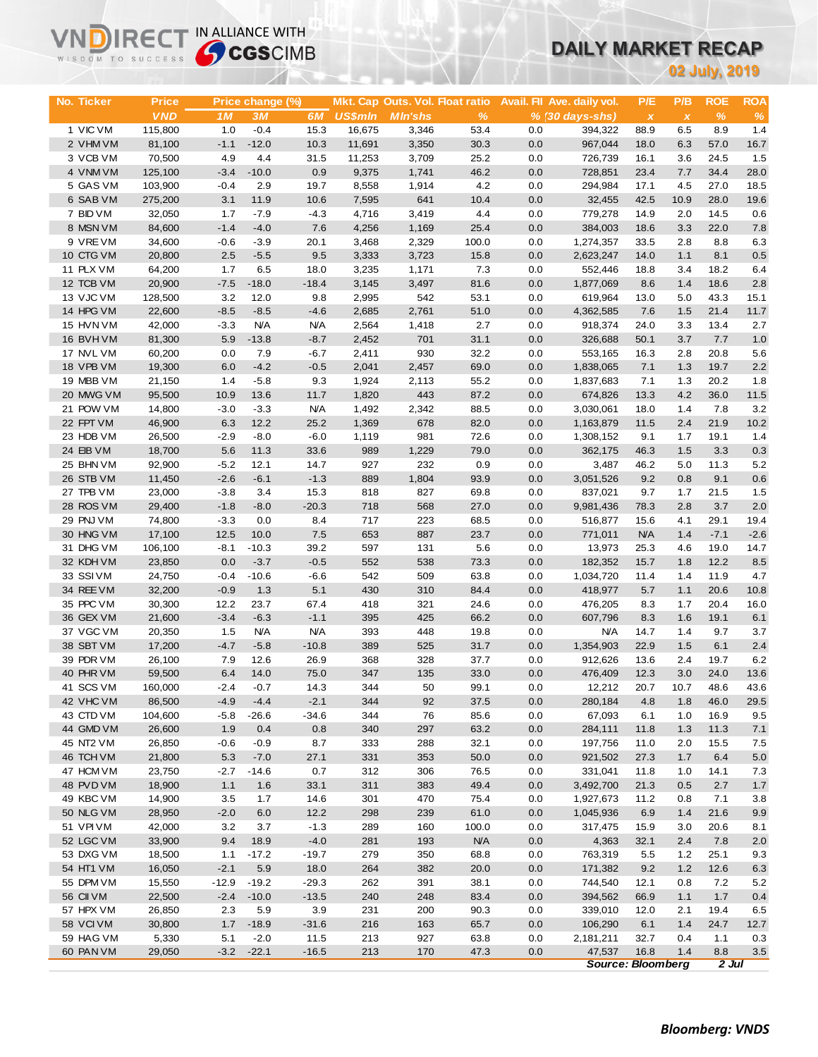VNDIRECT IN ALLIANCE WITH CGSCIMB

# DAILY MARKET RECAP

**02 July, 2019**

| No. | Ticker | Price | Price change (%) | | | Mkt. Cap | Outs. Vol. | Float ratio | Avail. FII | Ave. daily vol. | P/E | P/B | ROE | ROA |
|---|---|---|---|---|---|---|---|---|---|---|---|---|---|---|
| | | VND | 1M | 3M | 6M | US$mln | Mln'shs | % | % | (30 days-shs) | x | x | % | % |
| 1 | VIC VM | 115,800 | 1.0 | -0.4 | 15.3 | 16,675 | 3,346 | 53.4 | 0.0 | 394,322 | 88.9 | 6.5 | 8.9 | 1.4 |
| 2 | VHM VM | 81,100 | -1.1 | -12.0 | 10.3 | 11,691 | 3,350 | 30.3 | 0.0 | 967,044 | 18.0 | 6.3 | 57.0 | 16.7 |
| 3 | VCB VM | 70,500 | 4.9 | 4.4 | 31.5 | 11,253 | 3,709 | 25.2 | 0.0 | 726,739 | 16.1 | 3.6 | 24.5 | 1.5 |
| 4 | VNM VM | 125,100 | -3.4 | -10.0 | 0.9 | 9,375 | 1,741 | 46.2 | 0.0 | 728,851 | 23.4 | 7.7 | 34.4 | 28.0 |
| 5 | GAS VM | 103,900 | -0.4 | 2.9 | 19.7 | 8,558 | 1,914 | 4.2 | 0.0 | 294,984 | 17.1 | 4.5 | 27.0 | 18.5 |
| 6 | SAB VM | 275,200 | 3.1 | 11.9 | 10.6 | 7,595 | 641 | 10.4 | 0.0 | 32,455 | 42.5 | 10.9 | 28.0 | 19.6 |
| 7 | BID VM | 32,050 | 1.7 | -7.9 | -4.3 | 4,716 | 3,419 | 4.4 | 0.0 | 779,278 | 14.9 | 2.0 | 14.5 | 0.6 |
| 8 | MSN VM | 84,600 | -1.4 | -4.0 | 7.6 | 4,256 | 1,169 | 25.4 | 0.0 | 384,003 | 18.6 | 3.3 | 22.0 | 7.8 |
| 9 | VRE VM | 34,600 | -0.6 | -3.9 | 20.1 | 3,468 | 2,329 | 100.0 | 0.0 | 1,274,357 | 33.5 | 2.8 | 8.8 | 6.3 |
| 10 | CTG VM | 20,800 | 2.5 | -5.5 | 9.5 | 3,333 | 3,723 | 15.8 | 0.0 | 2,623,247 | 14.0 | 1.1 | 8.1 | 0.5 |
| 11 | PLX VM | 64,200 | 1.7 | 6.5 | 18.0 | 3,235 | 1,171 | 7.3 | 0.0 | 552,446 | 18.8 | 3.4 | 18.2 | 6.4 |
| 12 | TCB VM | 20,900 | -7.5 | -18.0 | -18.4 | 3,145 | 3,497 | 81.6 | 0.0 | 1,877,069 | 8.6 | 1.4 | 18.6 | 2.8 |
| 13 | VJC VM | 128,500 | 3.2 | 12.0 | 9.8 | 2,995 | 542 | 53.1 | 0.0 | 619,964 | 13.0 | 5.0 | 43.3 | 15.1 |
| 14 | HPG VM | 22,600 | -8.5 | -8.5 | -4.6 | 2,685 | 2,761 | 51.0 | 0.0 | 4,362,585 | 7.6 | 1.5 | 21.4 | 11.7 |
| 15 | HVN VM | 42,000 | -3.3 | N/A | N/A | 2,564 | 1,418 | 2.7 | 0.0 | 918,374 | 24.0 | 3.3 | 13.4 | 2.7 |
| 16 | BVH VM | 81,300 | 5.9 | -13.8 | -8.7 | 2,452 | 701 | 31.1 | 0.0 | 326,688 | 50.1 | 3.7 | 7.7 | 1.0 |
| 17 | NVL VM | 60,200 | 0.0 | 7.9 | -6.7 | 2,411 | 930 | 32.2 | 0.0 | 553,165 | 16.3 | 2.8 | 20.8 | 5.6 |
| 18 | VPB VM | 19,300 | 6.0 | -4.2 | -0.5 | 2,041 | 2,457 | 69.0 | 0.0 | 1,838,065 | 7.1 | 1.3 | 19.7 | 2.2 |
| 19 | MBB VM | 21,150 | 1.4 | -5.8 | 9.3 | 1,924 | 2,113 | 55.2 | 0.0 | 1,837,683 | 7.1 | 1.3 | 20.2 | 1.8 |
| 20 | MWG VM | 95,500 | 10.9 | 13.6 | 11.7 | 1,820 | 443 | 87.2 | 0.0 | 674,826 | 13.3 | 4.2 | 36.0 | 11.5 |
| 21 | POW VM | 14,800 | -3.0 | -3.3 | N/A | 1,492 | 2,342 | 88.5 | 0.0 | 3,030,061 | 18.0 | 1.4 | 7.8 | 3.2 |
| 22 | FPT VM | 46,900 | 6.3 | 12.2 | 25.2 | 1,369 | 678 | 82.0 | 0.0 | 1,163,879 | 11.5 | 2.4 | 21.9 | 10.2 |
| 23 | HDB VM | 26,500 | -2.9 | -8.0 | -6.0 | 1,119 | 981 | 72.6 | 0.0 | 1,308,152 | 9.1 | 1.7 | 19.1 | 1.4 |
| 24 | EIB VM | 18,700 | 5.6 | 11.3 | 33.6 | 989 | 1,229 | 79.0 | 0.0 | 362,175 | 46.3 | 1.5 | 3.3 | 0.3 |
| 25 | BHN VM | 92,900 | -5.2 | 12.1 | 14.7 | 927 | 232 | 0.9 | 0.0 | 3,487 | 46.2 | 5.0 | 11.3 | 5.2 |
| 26 | STB VM | 11,450 | -2.6 | -6.1 | -1.3 | 889 | 1,804 | 93.9 | 0.0 | 3,051,526 | 9.2 | 0.8 | 9.1 | 0.6 |
| 27 | TPB VM | 23,000 | -3.8 | 3.4 | 15.3 | 818 | 827 | 69.8 | 0.0 | 837,021 | 9.7 | 1.7 | 21.5 | 1.5 |
| 28 | ROS VM | 29,400 | -1.8 | -8.0 | -20.3 | 718 | 568 | 27.0 | 0.0 | 9,981,436 | 78.3 | 2.8 | 3.7 | 2.0 |
| 29 | PNJ VM | 74,800 | -3.3 | 0.0 | 8.4 | 717 | 223 | 68.5 | 0.0 | 516,877 | 15.6 | 4.1 | 29.1 | 19.4 |
| 30 | HNG VM | 17,100 | 12.5 | 10.0 | 7.5 | 653 | 887 | 23.7 | 0.0 | 771,011 | N/A | 1.4 | -7.1 | -2.6 |
| 31 | DHG VM | 106,100 | -8.1 | -10.3 | 39.2 | 597 | 131 | 5.6 | 0.0 | 13,973 | 25.3 | 4.6 | 19.0 | 14.7 |
| 32 | KDH VM | 23,850 | 0.0 | -3.7 | -0.5 | 552 | 538 | 73.3 | 0.0 | 182,352 | 15.7 | 1.8 | 12.2 | 8.5 |
| 33 | SSI VM | 24,750 | -0.4 | -10.6 | -6.6 | 542 | 509 | 63.8 | 0.0 | 1,034,720 | 11.4 | 1.4 | 11.9 | 4.7 |
| 34 | REE VM | 32,200 | -0.9 | 1.3 | 5.1 | 430 | 310 | 84.4 | 0.0 | 418,977 | 5.7 | 1.1 | 20.6 | 10.8 |
| 35 | PPC VM | 30,300 | 12.2 | 23.7 | 67.4 | 418 | 321 | 24.6 | 0.0 | 476,205 | 8.3 | 1.7 | 20.4 | 16.0 |
| 36 | GEX VM | 21,600 | -3.4 | -6.3 | -1.1 | 395 | 425 | 66.2 | 0.0 | 607,796 | 8.3 | 1.6 | 19.1 | 6.1 |
| 37 | VGC VM | 20,350 | 1.5 | N/A | N/A | 393 | 448 | 19.8 | 0.0 | N/A | 14.7 | 1.4 | 9.7 | 3.7 |
| 38 | SBT VM | 17,200 | -4.7 | -5.8 | -10.8 | 389 | 525 | 31.7 | 0.0 | 1,354,903 | 22.9 | 1.5 | 6.1 | 2.4 |
| 39 | PDR VM | 26,100 | 7.9 | 12.6 | 26.9 | 368 | 328 | 37.7 | 0.0 | 912,626 | 13.6 | 2.4 | 19.7 | 6.2 |
| 40 | PHR VM | 59,500 | 6.4 | 14.0 | 75.0 | 347 | 135 | 33.0 | 0.0 | 476,409 | 12.3 | 3.0 | 24.0 | 13.6 |
| 41 | SCS VM | 160,000 | -2.4 | -0.7 | 14.3 | 344 | 50 | 99.1 | 0.0 | 12,212 | 20.7 | 10.7 | 48.6 | 43.6 |
| 42 | VHC VM | 86,500 | -4.9 | -4.4 | -2.1 | 344 | 92 | 37.5 | 0.0 | 280,184 | 4.8 | 1.8 | 46.0 | 29.5 |
| 43 | CTD VM | 104,600 | -5.8 | -26.6 | -34.6 | 344 | 76 | 85.6 | 0.0 | 67,093 | 6.1 | 1.0 | 16.9 | 9.5 |
| 44 | GMD VM | 26,600 | 1.9 | 0.4 | 0.8 | 340 | 297 | 63.2 | 0.0 | 284,111 | 11.8 | 1.3 | 11.3 | 7.1 |
| 45 | NT2 VM | 26,850 | -0.6 | -0.9 | 8.7 | 333 | 288 | 32.1 | 0.0 | 197,756 | 11.0 | 2.0 | 15.5 | 7.5 |
| 46 | TCH VM | 21,800 | 5.3 | -7.0 | 27.1 | 331 | 353 | 50.0 | 0.0 | 921,502 | 27.3 | 1.7 | 6.4 | 5.0 |
| 47 | HCM VM | 23,750 | -2.7 | -14.6 | 0.7 | 312 | 306 | 76.5 | 0.0 | 331,041 | 11.8 | 1.0 | 14.1 | 7.3 |
| 48 | PVD VM | 18,900 | 1.1 | 1.6 | 33.1 | 311 | 383 | 49.4 | 0.0 | 3,492,700 | 21.3 | 0.5 | 2.7 | 1.7 |
| 49 | KBC VM | 14,900 | 3.5 | 1.7 | 14.6 | 301 | 470 | 75.4 | 0.0 | 1,927,673 | 11.2 | 0.8 | 7.1 | 3.8 |
| 50 | NLG VM | 28,950 | -2.0 | 6.0 | 12.2 | 298 | 239 | 61.0 | 0.0 | 1,045,936 | 6.9 | 1.4 | 21.6 | 9.9 |
| 51 | VPI VM | 42,000 | 3.2 | 3.7 | -1.3 | 289 | 160 | 100.0 | 0.0 | 317,475 | 15.9 | 3.0 | 20.6 | 8.1 |
| 52 | LGC VM | 33,900 | 9.4 | 18.9 | -4.0 | 281 | 193 | N/A | 0.0 | 4,363 | 32.1 | 2.4 | 7.8 | 2.0 |
| 53 | DXG VM | 18,500 | 1.1 | -17.2 | -19.7 | 279 | 350 | 68.8 | 0.0 | 763,319 | 5.5 | 1.2 | 25.1 | 9.3 |
| 54 | HT1 VM | 16,050 | -2.1 | 5.9 | 18.0 | 264 | 382 | 20.0 | 0.0 | 171,382 | 9.2 | 1.2 | 12.6 | 6.3 |
| 55 | DPM VM | 15,550 | -12.9 | -19.2 | -29.3 | 262 | 391 | 38.1 | 0.0 | 744,540 | 12.1 | 0.8 | 7.2 | 5.2 |
| 56 | CII VM | 22,500 | -2.4 | -10.0 | -13.5 | 240 | 248 | 83.4 | 0.0 | 394,562 | 66.9 | 1.1 | 1.7 | 0.4 |
| 57 | HPX VM | 26,850 | 2.3 | 5.9 | 3.9 | 231 | 200 | 90.3 | 0.0 | 339,010 | 12.0 | 2.1 | 19.4 | 6.5 |
| 58 | VCI VM | 30,800 | 1.7 | -18.9 | -31.6 | 216 | 163 | 65.7 | 0.0 | 106,290 | 6.1 | 1.4 | 24.7 | 12.7 |
| 59 | HAG VM | 5,330 | 5.1 | -2.0 | 11.5 | 213 | 927 | 63.8 | 0.0 | 2,181,211 | 32.7 | 0.4 | 1.1 | 0.3 |
| 60 | PAN VM | 29,050 | -3.2 | -22.1 | -16.5 | 213 | 170 | 47.3 | 0.0 | 47,537 | 16.8 | 1.4 | 8.8 | 3.5 |

*Source: Bloomberg* *2 Jul*

***Bloomberg: VNDS***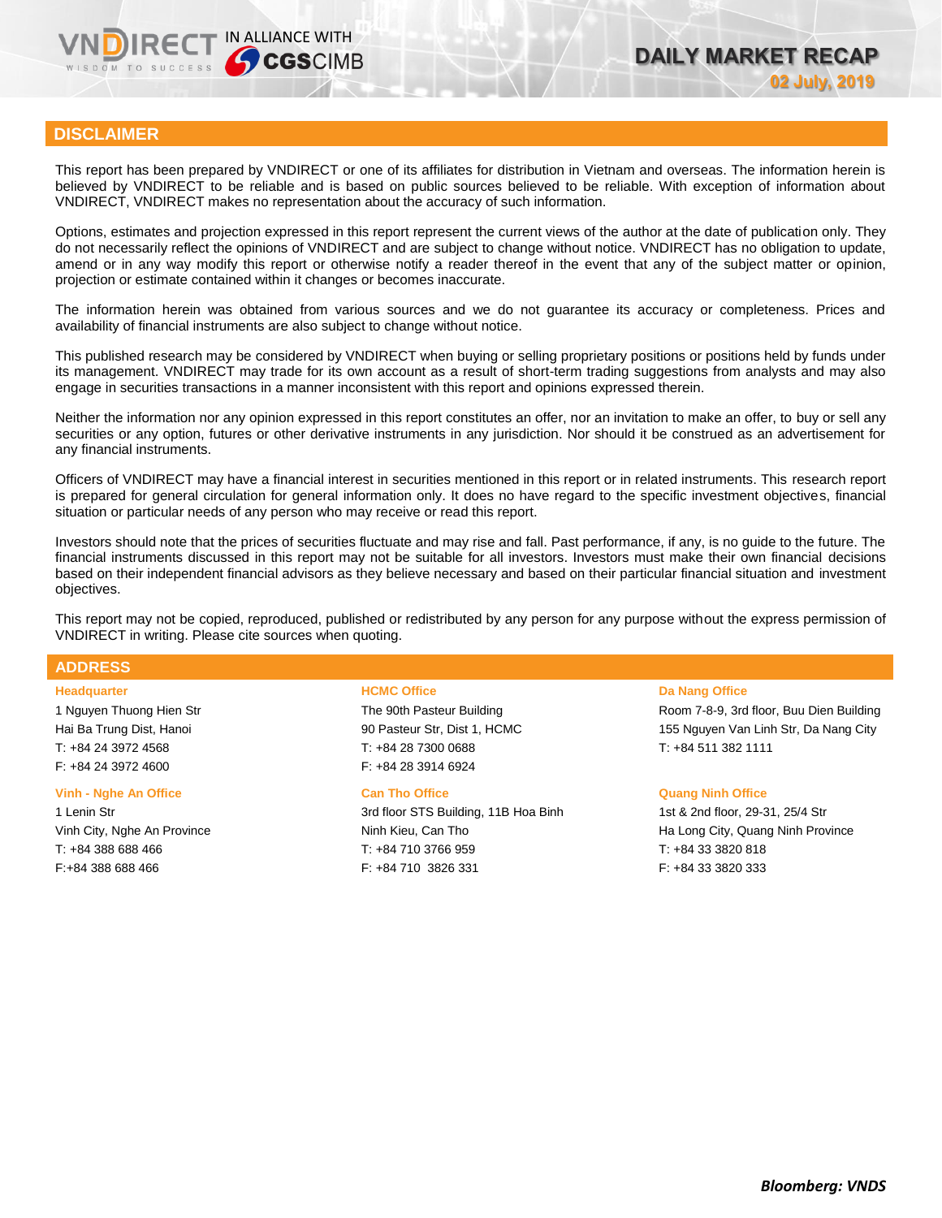## DISCLAIMER

This report has been prepared by VNDIRECT or one of its affiliates for distribution in Vietnam and overseas. The information herein is believed by VNDIRECT to be reliable and is based on public sources believed to be reliable. With exception of information about VNDIRECT, VNDIRECT makes no representation about the accuracy of such information.

Options, estimates and projection expressed in this report represent the current views of the author at the date of publication only. They do not necessarily reflect the opinions of VNDIRECT and are subject to change without notice. VNDIRECT has no obligation to update, amend or in any way modify this report or otherwise notify a reader thereof in the event that any of the subject matter or opinion, projection or estimate contained within it changes or becomes inaccurate.

The information herein was obtained from various sources and we do not guarantee its accuracy or completeness. Prices and availability of financial instruments are also subject to change without notice.

This published research may be considered by VNDIRECT when buying or selling proprietary positions or positions held by funds under its management. VNDIRECT may trade for its own account as a result of short-term trading suggestions from analysts and may also engage in securities transactions in a manner inconsistent with this report and opinions expressed therein.

Neither the information nor any opinion expressed in this report constitutes an offer, nor an invitation to make an offer, to buy or sell any securities or any option, futures or other derivative instruments in any jurisdiction. Nor should it be construed as an advertisement for any financial instruments.

Officers of VNDIRECT may have a financial interest in securities mentioned in this report or in related instruments. This research report is prepared for general circulation for general information only. It does no have regard to the specific investment objectives, financial situation or particular needs of any person who may receive or read this report.

Investors should note that the prices of securities fluctuate and may rise and fall. Past performance, if any, is no guide to the future. The financial instruments discussed in this report may not be suitable for all investors. Investors must make their own financial decisions based on their independent financial advisors as they believe necessary and based on their particular financial situation and investment objectives.

This report may not be copied, reproduced, published or redistributed by any person for any purpose without the express permission of VNDIRECT in writing. Please cite sources when quoting.

## ADDRESS

**Headquarter**
1 Nguyen Thuong Hien Str
Hai Ba Trung Dist, Hanoi
T: +84 24 3972 4568
F: +84 24 3972 4600

**HCMC Office**
The 90th Pasteur Building
90 Pasteur Str, Dist 1, HCMC
T: +84 28 7300 0688
F: +84 28 3914 6924

**Da Nang Office**
Room 7-8-9, 3rd floor, Buu Dien Building
155 Nguyen Van Linh Str, Da Nang City
T: +84 511 382 1111

**Vinh - Nghe An Office**
1 Lenin Str
Vinh City, Nghe An Province
T: +84 388 688 466
F:+84 388 688 466

**Can Tho Office**
3rd floor STS Building, 11B Hoa Binh
Ninh Kieu, Can Tho
T: +84 710 3766 959
F: +84 710 3826 331

**Quang Ninh Office**
1st & 2nd floor, 29-31, 25/4 Str
Ha Long City, Quang Ninh Province
T: +84 33 3820 818
F: +84 33 3820 333

***Bloomberg: VNDS***